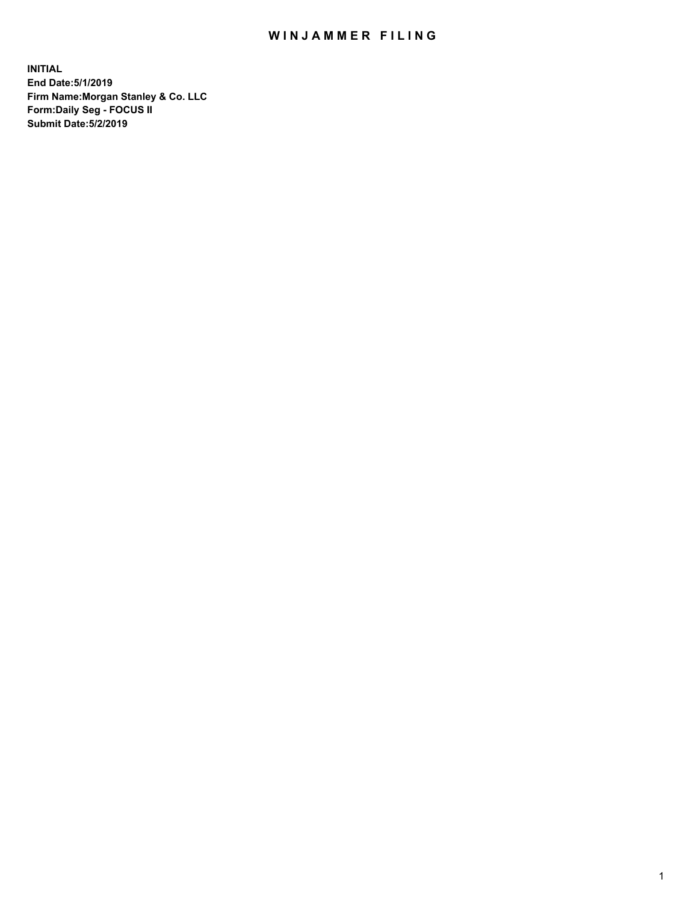# WINJAMMER FILING

**INITIAL**
**End Date:5/1/2019**
**Firm Name:Morgan Stanley & Co. LLC**
**Form:Daily Seg - FOCUS II**
**Submit Date:5/2/2019**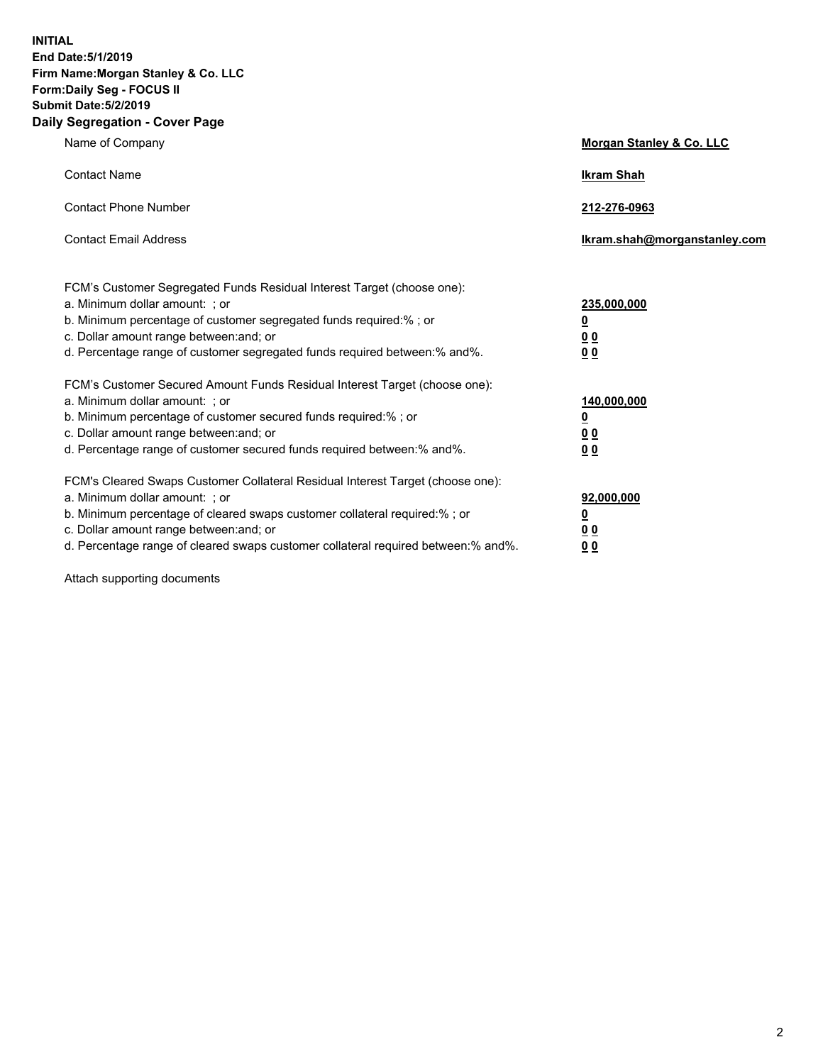**INITIAL**
**End Date:5/1/2019**
**Firm Name:Morgan Stanley & Co. LLC**
**Form:Daily Seg - FOCUS II**
**Submit Date:5/2/2019**
**Daily Segregation - Cover Page**

| | |
|---|---|
| Name of Company | **Morgan Stanley & Co. LLC** |
| Contact Name | **Ikram Shah** |
| Contact Phone Number | **212-276-0963** |
| Contact Email Address | **Ikram.shah@morganstanley.com** |

FCM's Customer Segregated Funds Residual Interest Target (choose one):

| | |
|---|---|
| a. Minimum dollar amount: ; or | **235,000,000** |
| b. Minimum percentage of customer segregated funds required:% ; or | **0** |
| c. Dollar amount range between:and; or | **0 0** |
| d. Percentage range of customer segregated funds required between:% and%. | **0 0** |

FCM's Customer Secured Amount Funds Residual Interest Target (choose one):

| | |
|---|---|
| a. Minimum dollar amount: ; or | **140,000,000** |
| b. Minimum percentage of customer secured funds required:% ; or | **0** |
| c. Dollar amount range between:and; or | **0 0** |
| d. Percentage range of customer secured funds required between:% and%. | **0 0** |

FCM's Cleared Swaps Customer Collateral Residual Interest Target (choose one):

| | |
|---|---|
| a. Minimum dollar amount: ; or | **92,000,000** |
| b. Minimum percentage of cleared swaps customer collateral required:% ; or | **0** |
| c. Dollar amount range between:and; or | **0 0** |
| d. Percentage range of cleared swaps customer collateral required between:% and%. | **0 0** |

Attach supporting documents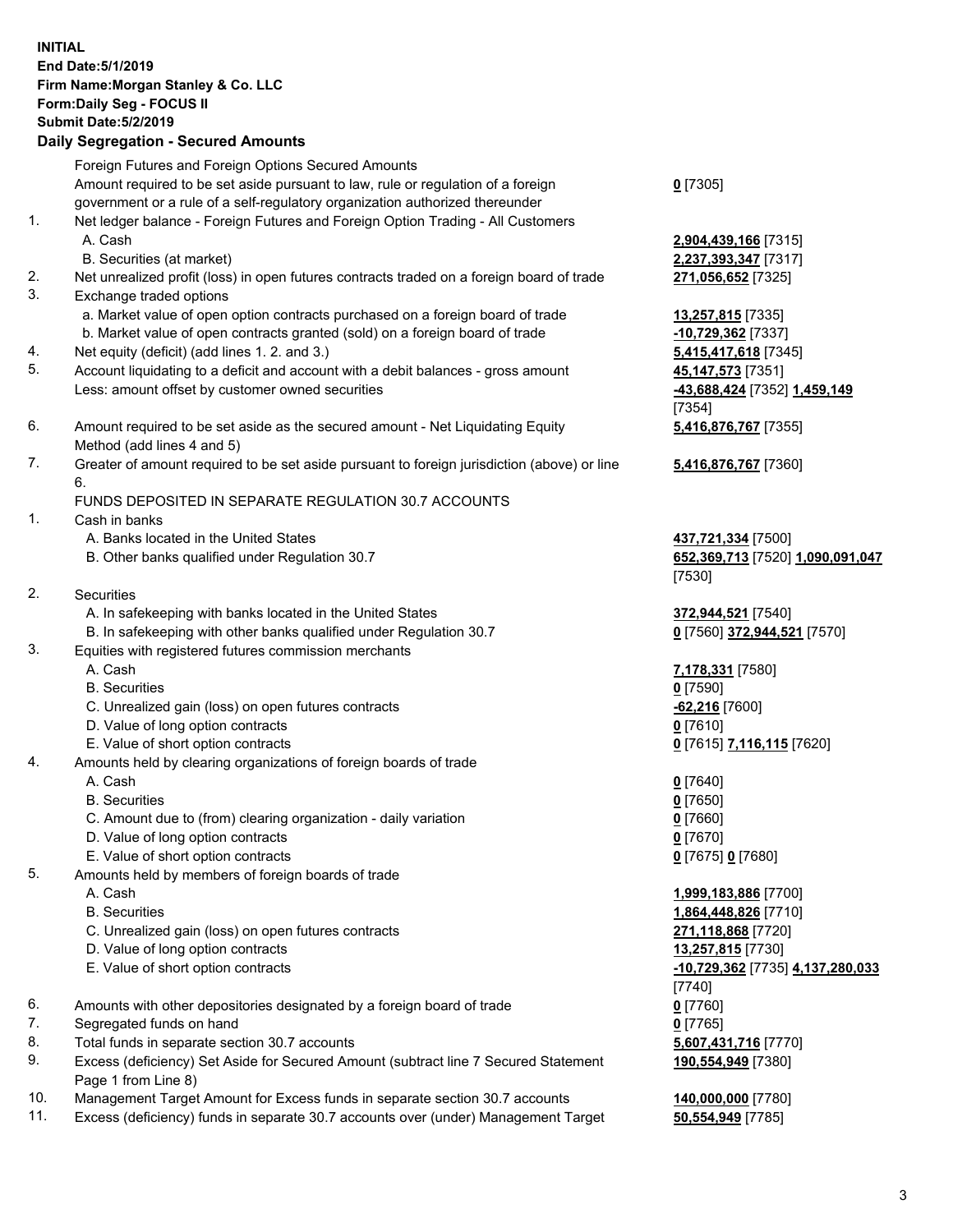**INITIAL**
**End Date:5/1/2019**
**Firm Name:Morgan Stanley & Co. LLC**
**Form:Daily Seg - FOCUS II**
**Submit Date:5/2/2019**

## Daily Segregation - Secured Amounts

| | | |
|---|---|---|
| | Foreign Futures and Foreign Options Secured Amounts | |
| | Amount required to be set aside pursuant to law, rule or regulation of a foreign government or a rule of a self-regulatory organization authorized thereunder | **0** [7305] |
| 1. | Net ledger balance - Foreign Futures and Foreign Option Trading - All Customers | |
| | A. Cash | **2,904,439,166** [7315] |
| | B. Securities (at market) | **2,237,393,347** [7317] |
| 2. | Net unrealized profit (loss) in open futures contracts traded on a foreign board of trade | **271,056,652** [7325] |
| 3. | Exchange traded options | |
| | a. Market value of open option contracts purchased on a foreign board of trade | **13,257,815** [7335] |
| | b. Market value of open contracts granted (sold) on a foreign board of trade | **-10,729,362** [7337] |
| 4. | Net equity (deficit) (add lines 1. 2. and 3.) | **5,415,417,618** [7345] |
| 5. | Account liquidating to a deficit and account with a debit balances - gross amount | **45,147,573** [7351] |
| | Less: amount offset by customer owned securities | **-43,688,424** [7352] **1,459,149** [7354] |
| 6. | Amount required to be set aside as the secured amount - Net Liquidating Equity Method (add lines 4 and 5) | **5,416,876,767** [7355] |
| 7. | Greater of amount required to be set aside pursuant to foreign jurisdiction (above) or line 6. | **5,416,876,767** [7360] |
| | FUNDS DEPOSITED IN SEPARATE REGULATION 30.7 ACCOUNTS | |
| 1. | Cash in banks | |
| | A. Banks located in the United States | **437,721,334** [7500] |
| | B. Other banks qualified under Regulation 30.7 | **652,369,713** [7520] **1,090,091,047** [7530] |
| 2. | Securities | |
| | A. In safekeeping with banks located in the United States | **372,944,521** [7540] |
| | B. In safekeeping with other banks qualified under Regulation 30.7 | **0** [7560] **372,944,521** [7570] |
| 3. | Equities with registered futures commission merchants | |
| | A. Cash | **7,178,331** [7580] |
| | B. Securities | **0** [7590] |
| | C. Unrealized gain (loss) on open futures contracts | **-62,216** [7600] |
| | D. Value of long option contracts | **0** [7610] |
| | E. Value of short option contracts | **0** [7615] **7,116,115** [7620] |
| 4. | Amounts held by clearing organizations of foreign boards of trade | |
| | A. Cash | **0** [7640] |
| | B. Securities | **0** [7650] |
| | C. Amount due to (from) clearing organization - daily variation | **0** [7660] |
| | D. Value of long option contracts | **0** [7670] |
| | E. Value of short option contracts | **0** [7675] **0** [7680] |
| 5. | Amounts held by members of foreign boards of trade | |
| | A. Cash | **1,999,183,886** [7700] |
| | B. Securities | **1,864,448,826** [7710] |
| | C. Unrealized gain (loss) on open futures contracts | **271,118,868** [7720] |
| | D. Value of long option contracts | **13,257,815** [7730] |
| | E. Value of short option contracts | **-10,729,362** [7735] **4,137,280,033** [7740] |
| 6. | Amounts with other depositories designated by a foreign board of trade | **0** [7760] |
| 7. | Segregated funds on hand | **0** [7765] |
| 8. | Total funds in separate section 30.7 accounts | **5,607,431,716** [7770] |
| 9. | Excess (deficiency) Set Aside for Secured Amount (subtract line 7 Secured Statement Page 1 from Line 8) | **190,554,949** [7380] |
| 10. | Management Target Amount for Excess funds in separate section 30.7 accounts | **140,000,000** [7780] |
| 11. | Excess (deficiency) funds in separate 30.7 accounts over (under) Management Target | **50,554,949** [7785] |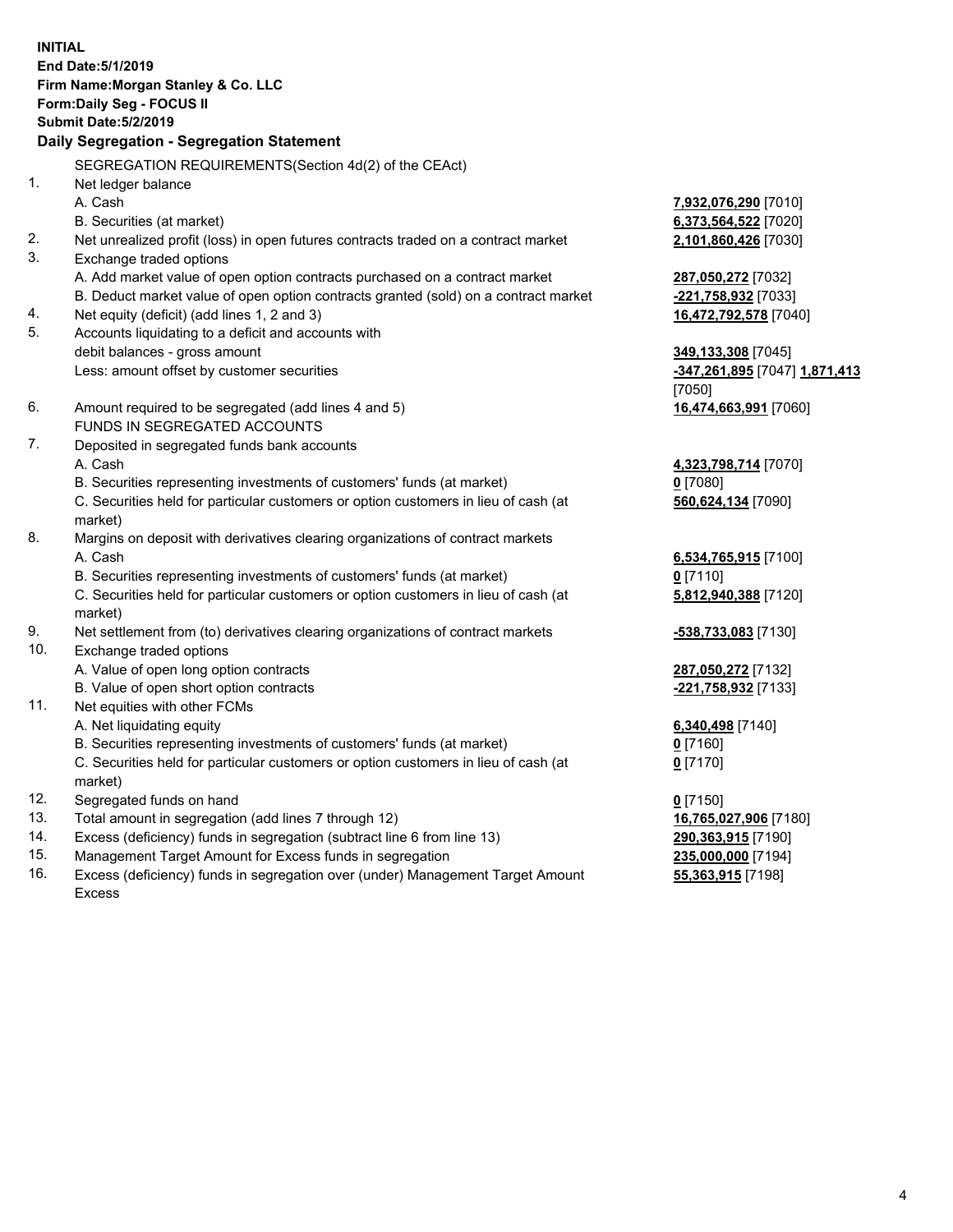**INITIAL**
**End Date:5/1/2019**
**Firm Name:Morgan Stanley & Co. LLC**
**Form:Daily Seg - FOCUS II**
**Submit Date:5/2/2019**

### Daily Segregation - Segregation Statement

SEGREGATION REQUIREMENTS(Section 4d(2) of the CEAct)

| | | |
|---|---|---|
| 1. | Net ledger balance | |
| | A. Cash | **7,932,076,290** [7010] |
| | B. Securities (at market) | **6,373,564,522** [7020] |
| 2. | Net unrealized profit (loss) in open futures contracts traded on a contract market | **2,101,860,426** [7030] |
| 3. | Exchange traded options | |
| | A. Add market value of open option contracts purchased on a contract market | **287,050,272** [7032] |
| | B. Deduct market value of open option contracts granted (sold) on a contract market | **-221,758,932** [7033] |
| 4. | Net equity (deficit) (add lines 1, 2 and 3) | **16,472,792,578** [7040] |
| 5. | Accounts liquidating to a deficit and accounts with debit balances - gross amount | **349,133,308** [7045] |
| | Less: amount offset by customer securities | **-347,261,895** [7047] **1,871,413** [7050] |
| 6. | Amount required to be segregated (add lines 4 and 5) | **16,474,663,991** [7060] |
| | FUNDS IN SEGREGATED ACCOUNTS | |
| 7. | Deposited in segregated funds bank accounts | |
| | A. Cash | **4,323,798,714** [7070] |
| | B. Securities representing investments of customers' funds (at market) | **0** [7080] |
| | C. Securities held for particular customers or option customers in lieu of cash (at market) | **560,624,134** [7090] |
| 8. | Margins on deposit with derivatives clearing organizations of contract markets | |
| | A. Cash | **6,534,765,915** [7100] |
| | B. Securities representing investments of customers' funds (at market) | **0** [7110] |
| | C. Securities held for particular customers or option customers in lieu of cash (at market) | **5,812,940,388** [7120] |
| 9. | Net settlement from (to) derivatives clearing organizations of contract markets | **-538,733,083** [7130] |
| 10. | Exchange traded options | |
| | A. Value of open long option contracts | **287,050,272** [7132] |
| | B. Value of open short option contracts | **-221,758,932** [7133] |
| 11. | Net equities with other FCMs | |
| | A. Net liquidating equity | **6,340,498** [7140] |
| | B. Securities representing investments of customers' funds (at market) | **0** [7160] |
| | C. Securities held for particular customers or option customers in lieu of cash (at market) | **0** [7170] |
| 12. | Segregated funds on hand | **0** [7150] |
| 13. | Total amount in segregation (add lines 7 through 12) | **16,765,027,906** [7180] |
| 14. | Excess (deficiency) funds in segregation (subtract line 6 from line 13) | **290,363,915** [7190] |
| 15. | Management Target Amount for Excess funds in segregation | **235,000,000** [7194] |
| 16. | Excess (deficiency) funds in segregation over (under) Management Target Amount Excess | **55,363,915** [7198] |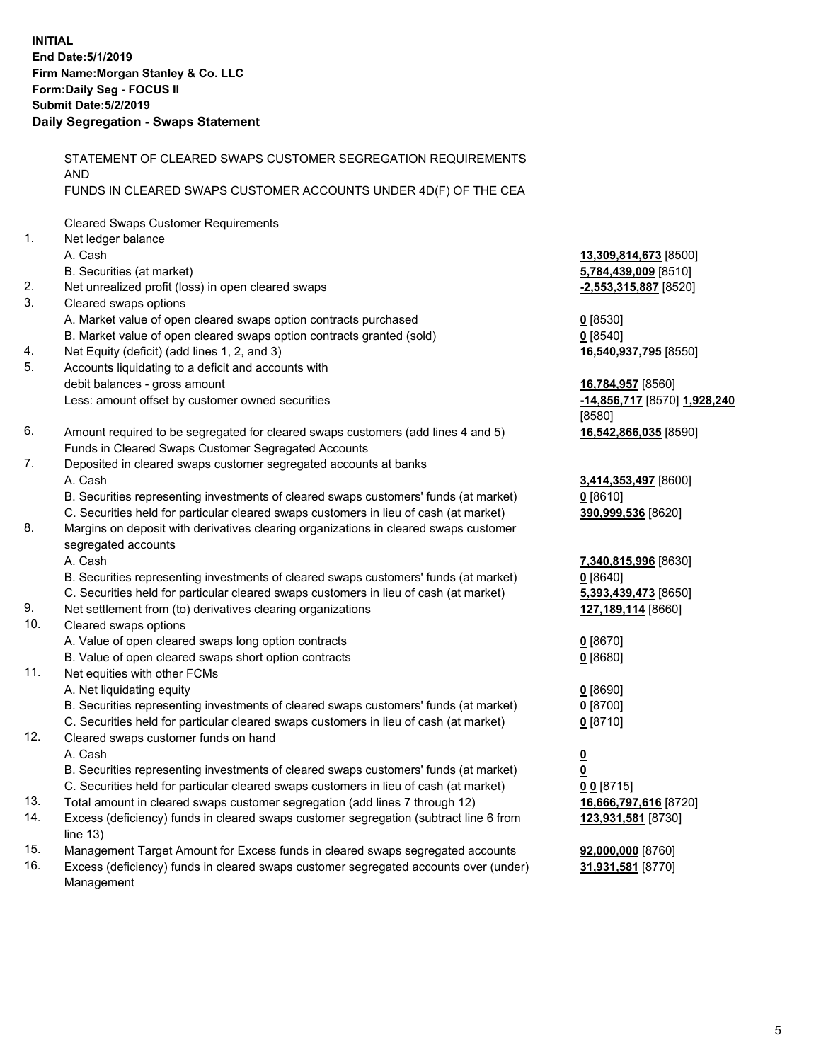**INITIAL**
**End Date:5/1/2019**
**Firm Name:Morgan Stanley & Co. LLC**
**Form:Daily Seg - FOCUS II**
**Submit Date:5/2/2019**
**Daily Segregation - Swaps Statement**

STATEMENT OF CLEARED SWAPS CUSTOMER SEGREGATION REQUIREMENTS AND FUNDS IN CLEARED SWAPS CUSTOMER ACCOUNTS UNDER 4D(F) OF THE CEA

| | | |
|---|---|---|
| | Cleared Swaps Customer Requirements | |
| 1. | Net ledger balance | |
| | A. Cash | **13,309,814,673** [8500] |
| | B. Securities (at market) | **5,784,439,009** [8510] |
| 2. | Net unrealized profit (loss) in open cleared swaps | **-2,553,315,887** [8520] |
| 3. | Cleared swaps options | |
| | A. Market value of open cleared swaps option contracts purchased | **0** [8530] |
| | B. Market value of open cleared swaps option contracts granted (sold) | **0** [8540] |
| 4. | Net Equity (deficit) (add lines 1, 2, and 3) | **16,540,937,795** [8550] |
| 5. | Accounts liquidating to a deficit and accounts with debit balances - gross amount | **16,784,957** [8560] |
| | Less: amount offset by customer owned securities | **-14,856,717** [8570] **1,928,240** [8580] |
| 6. | Amount required to be segregated for cleared swaps customers (add lines 4 and 5) | **16,542,866,035** [8590] |
| | Funds in Cleared Swaps Customer Segregated Accounts | |
| 7. | Deposited in cleared swaps customer segregated accounts at banks | |
| | A. Cash | **3,414,353,497** [8600] |
| | B. Securities representing investments of cleared swaps customers' funds (at market) | **0** [8610] |
| | C. Securities held for particular cleared swaps customers in lieu of cash (at market) | **390,999,536** [8620] |
| 8. | Margins on deposit with derivatives clearing organizations in cleared swaps customer segregated accounts | |
| | A. Cash | **7,340,815,996** [8630] |
| | B. Securities representing investments of cleared swaps customers' funds (at market) | **0** [8640] |
| | C. Securities held for particular cleared swaps customers in lieu of cash (at market) | **5,393,439,473** [8650] |
| 9. | Net settlement from (to) derivatives clearing organizations | **127,189,114** [8660] |
| 10. | Cleared swaps options | |
| | A. Value of open cleared swaps long option contracts | **0** [8670] |
| | B. Value of open cleared swaps short option contracts | **0** [8680] |
| 11. | Net equities with other FCMs | |
| | A. Net liquidating equity | **0** [8690] |
| | B. Securities representing investments of cleared swaps customers' funds (at market) | **0** [8700] |
| | C. Securities held for particular cleared swaps customers in lieu of cash (at market) | **0** [8710] |
| 12. | Cleared swaps customer funds on hand | |
| | A. Cash | **0** |
| | B. Securities representing investments of cleared swaps customers' funds (at market) | **0** |
| | C. Securities held for particular cleared swaps customers in lieu of cash (at market) | **0** **0** [8715] |
| 13. | Total amount in cleared swaps customer segregation (add lines 7 through 12) | **16,666,797,616** [8720] |
| 14. | Excess (deficiency) funds in cleared swaps customer segregation (subtract line 6 from line 13) | **123,931,581** [8730] |
| 15. | Management Target Amount for Excess funds in cleared swaps segregated accounts | **92,000,000** [8760] |
| 16. | Excess (deficiency) funds in cleared swaps customer segregated accounts over (under) Management | **31,931,581** [8770] |